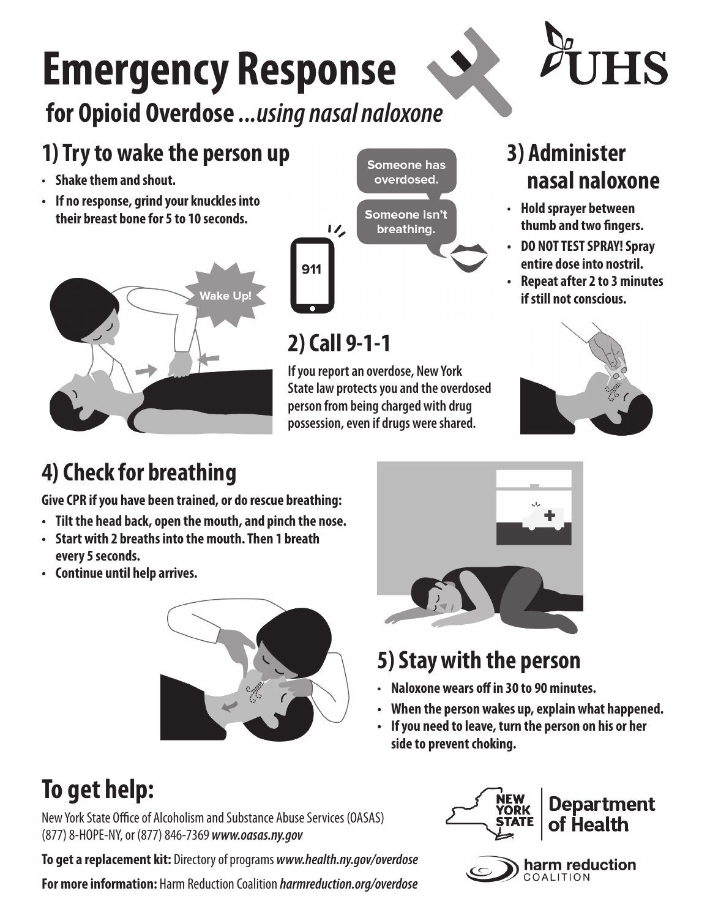# Emergency Response

## for Opioid Overdose *...using nasal naloxone*

## 1) Try to wake the person up

- **Shake them and shout.**
- **If no response, grind your knuckles into their breast bone for 5 to 10 seconds.**

Wake Up!

Someone has overdosed.

Someone isn't breathing.

911

## 2) Call 9-1-1

**If you report an overdose, New York State law protects you and the overdosed person from being charged with drug possession, even if drugs were shared.**

## 3) Administer nasal naloxone

- **Hold sprayer between thumb and two fingers.**
- **DO NOT TEST SPRAY! Spray entire dose into nostril.**
- **Repeat after 2 to 3 minutes if still not conscious.**

## 4) Check for breathing

**Give CPR if you have been trained, or do rescue breathing:**

- **Tilt the head back, open the mouth, and pinch the nose.**
- **Start with 2 breaths into the mouth. Then 1 breath every 5 seconds.**
- **Continue until help arrives.**

## 5) Stay with the person

- **Naloxone wears off in 30 to 90 minutes.**
- **When the person wakes up, explain what happened.**
- **If you need to leave, turn the person on his or her side to prevent choking.**

## To get help:

New York State Office of Alcoholism and Substance Abuse Services (OASAS) (877) 8-HOPE-NY, or (877) 846-7369 ***www.oasas.ny.gov***

**To get a replacement kit:** Directory of programs ***www.health.ny.gov/overdose***

**For more information:** Harm Reduction Coalition ***harmreduction.org/overdose***

UHS

New York State Department of Health

harm reduction COALITION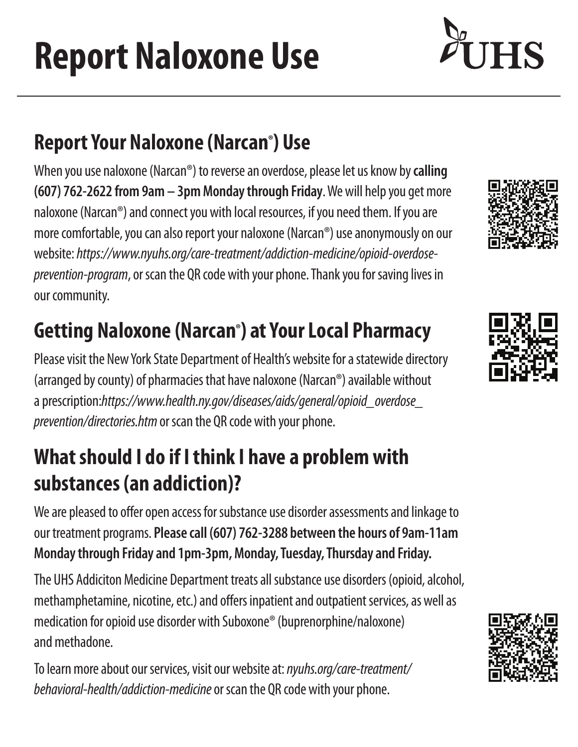# Report Naloxone Use

## Report Your Naloxone (Narcan®) Use

When you use naloxone (Narcan®) to reverse an overdose, please let us know by **calling (607) 762-2622 from 9am – 3pm Monday through Friday**. We will help you get more naloxone (Narcan®) and connect you with local resources, if you need them. If you are more comfortable, you can also report your naloxone (Narcan®) use anonymously on our website: *https://www.nyuhs.org/care-treatment/addiction-medicine/opioid-overdose-prevention-program*, or scan the QR code with your phone. Thank you for saving lives in our community.

## Getting Naloxone (Narcan®) at Your Local Pharmacy

Please visit the New York State Department of Health's website for a statewide directory (arranged by county) of pharmacies that have naloxone (Narcan®) available without a prescription:*https://www.health.ny.gov/diseases/aids/general/opioid_overdose_prevention/directories.htm* or scan the QR code with your phone.

## What should I do if I think I have a problem with substances (an addiction)?

We are pleased to offer open access for substance use disorder assessments and linkage to our treatment programs. **Please call (607) 762-3288 between the hours of 9am-11am Monday through Friday and 1pm-3pm, Monday, Tuesday, Thursday and Friday.**

The UHS Addiciton Medicine Department treats all substance use disorders (opioid, alcohol, methamphetamine, nicotine, etc.) and offers inpatient and outpatient services, as well as medication for opioid use disorder with Suboxone® (buprenorphine/naloxone) and methadone.

To learn more about our services, visit our website at: *nyuhs.org/care-treatment/behavioral-health/addiction-medicine* or scan the QR code with your phone.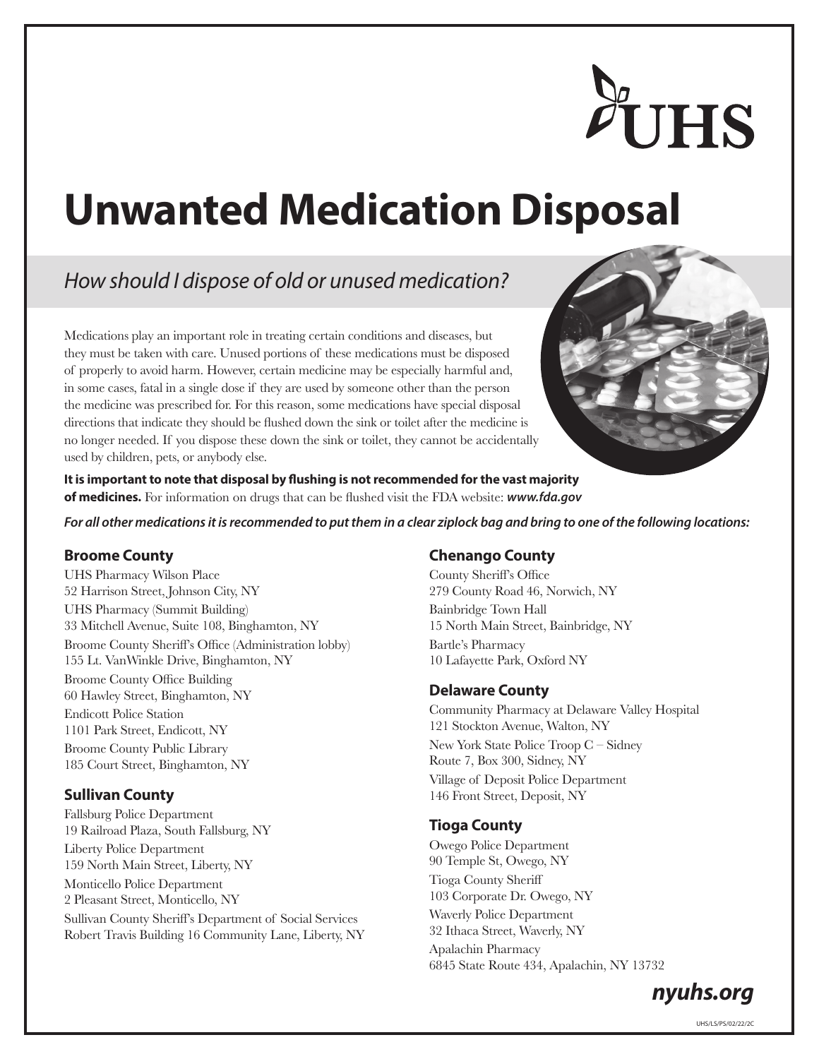UHS

# Unwanted Medication Disposal

## *How should I dispose of old or unused medication?*

Medications play an important role in treating certain conditions and diseases, but they must be taken with care. Unused portions of these medications must be disposed of properly to avoid harm. However, certain medicine may be especially harmful and, in some cases, fatal in a single dose if they are used by someone other than the person the medicine was prescribed for. For this reason, some medications have special disposal directions that indicate they should be flushed down the sink or toilet after the medicine is no longer needed. If you dispose these down the sink or toilet, they cannot be accidentally used by children, pets, or anybody else.

**It is important to note that disposal by flushing is not recommended for the vast majority of medicines.** For information on drugs that can be flushed visit the FDA website: ***www.fda.gov***

***For all other medications it is recommended to put them in a clear ziplock bag and bring to one of the following locations:***

### Broome County

UHS Pharmacy Wilson Place
52 Harrison Street, Johnson City, NY

UHS Pharmacy (Summit Building)
33 Mitchell Avenue, Suite 108, Binghamton, NY

Broome County Sheriff's Office (Administration lobby)
155 Lt. VanWinkle Drive, Binghamton, NY

Broome County Office Building
60 Hawley Street, Binghamton, NY

Endicott Police Station
1101 Park Street, Endicott, NY

Broome County Public Library
185 Court Street, Binghamton, NY

### Sullivan County

Fallsburg Police Department
19 Railroad Plaza, South Fallsburg, NY

Liberty Police Department
159 North Main Street, Liberty, NY

Monticello Police Department
2 Pleasant Street, Monticello, NY

Sullivan County Sheriff's Department of Social Services
Robert Travis Building 16 Community Lane, Liberty, NY

### Chenango County

County Sheriff's Office
279 County Road 46, Norwich, NY

Bainbridge Town Hall
15 North Main Street, Bainbridge, NY

Bartle's Pharmacy
10 Lafayette Park, Oxford NY

### Delaware County

Community Pharmacy at Delaware Valley Hospital
121 Stockton Avenue, Walton, NY

New York State Police Troop C – Sidney
Route 7, Box 300, Sidney, NY

Village of Deposit Police Department
146 Front Street, Deposit, NY

### Tioga County

Owego Police Department
90 Temple St, Owego, NY

Tioga County Sheriff
103 Corporate Dr. Owego, NY

Waverly Police Department
32 Ithaca Street, Waverly, NY

Apalachin Pharmacy
6845 State Route 434, Apalachin, NY 13732

***nyuhs.org***

UHS/LS/PS/02/22/2C